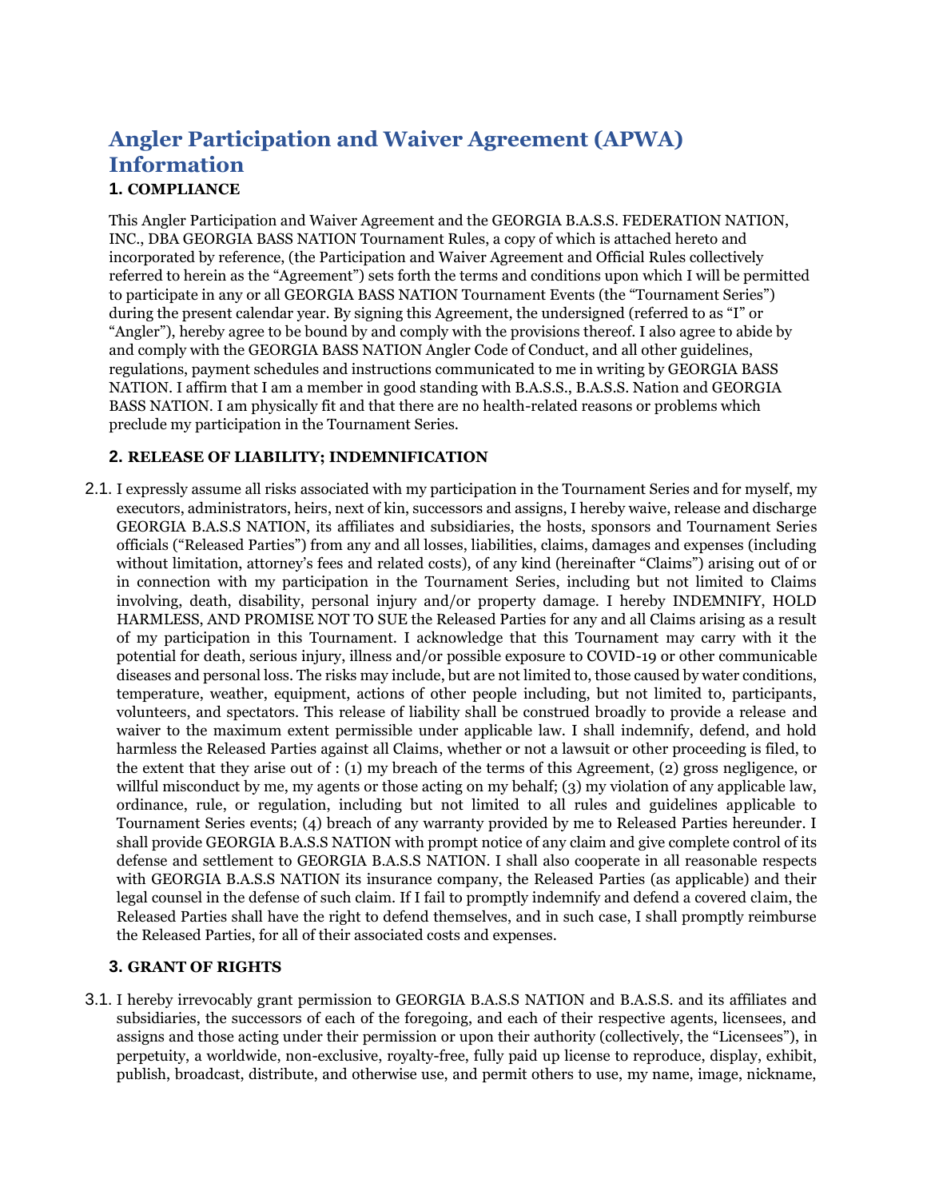# Angler Participation and Waiver Agreement (APWA) Information

### 1. COMPLIANCE

This Angler Participation and Waiver Agreement and the GEORGIA B.A.S.S. FEDERATION NATION, INC., DBA GEORGIA BASS NATION Tournament Rules, a copy of which is attached hereto and incorporated by reference, (the Participation and Waiver Agreement and Official Rules collectively referred to herein as the "Agreement") sets forth the terms and conditions upon which I will be permitted to participate in any or all GEORGIA BASS NATION Tournament Events (the "Tournament Series") during the present calendar year. By signing this Agreement, the undersigned (referred to as "I" or "Angler"), hereby agree to be bound by and comply with the provisions thereof. I also agree to abide by and comply with the GEORGIA BASS NATION Angler Code of Conduct, and all other guidelines, regulations, payment schedules and instructions communicated to me in writing by GEORGIA BASS NATION. I affirm that I am a member in good standing with B.A.S.S., B.A.S.S. Nation and GEORGIA BASS NATION. I am physically fit and that there are no health-related reasons or problems which preclude my participation in the Tournament Series.

### 2. RELEASE OF LIABILITY; INDEMNIFICATION

2.1. I expressly assume all risks associated with my participation in the Tournament Series and for myself, my executors, administrators, heirs, next of kin, successors and assigns, I hereby waive, release and discharge GEORGIA B.A.S.S NATION, its affiliates and subsidiaries, the hosts, sponsors and Tournament Series officials ("Released Parties") from any and all losses, liabilities, claims, damages and expenses (including without limitation, attorney's fees and related costs), of any kind (hereinafter "Claims") arising out of or in connection with my participation in the Tournament Series, including but not limited to Claims involving, death, disability, personal injury and/or property damage. I hereby INDEMNIFY, HOLD HARMLESS, AND PROMISE NOT TO SUE the Released Parties for any and all Claims arising as a result of my participation in this Tournament. I acknowledge that this Tournament may carry with it the potential for death, serious injury, illness and/or possible exposure to COVID-19 or other communicable diseases and personal loss. The risks may include, but are not limited to, those caused by water conditions, temperature, weather, equipment, actions of other people including, but not limited to, participants, volunteers, and spectators. This release of liability shall be construed broadly to provide a release and waiver to the maximum extent permissible under applicable law. I shall indemnify, defend, and hold harmless the Released Parties against all Claims, whether or not a lawsuit or other proceeding is filed, to the extent that they arise out of : (1) my breach of the terms of this Agreement, (2) gross negligence, or willful misconduct by me, my agents or those acting on my behalf; (3) my violation of any applicable law, ordinance, rule, or regulation, including but not limited to all rules and guidelines applicable to Tournament Series events; (4) breach of any warranty provided by me to Released Parties hereunder. I shall provide GEORGIA B.A.S.S NATION with prompt notice of any claim and give complete control of its defense and settlement to GEORGIA B.A.S.S NATION. I shall also cooperate in all reasonable respects with GEORGIA B.A.S.S NATION its insurance company, the Released Parties (as applicable) and their legal counsel in the defense of such claim. If I fail to promptly indemnify and defend a covered claim, the Released Parties shall have the right to defend themselves, and in such case, I shall promptly reimburse the Released Parties, for all of their associated costs and expenses.

### 3. GRANT OF RIGHTS

3.1. I hereby irrevocably grant permission to GEORGIA B.A.S.S NATION and B.A.S.S. and its affiliates and subsidiaries, the successors of each of the foregoing, and each of their respective agents, licensees, and assigns and those acting under their permission or upon their authority (collectively, the "Licensees"), in perpetuity, a worldwide, non-exclusive, royalty-free, fully paid up license to reproduce, display, exhibit, publish, broadcast, distribute, and otherwise use, and permit others to use, my name, image, nickname,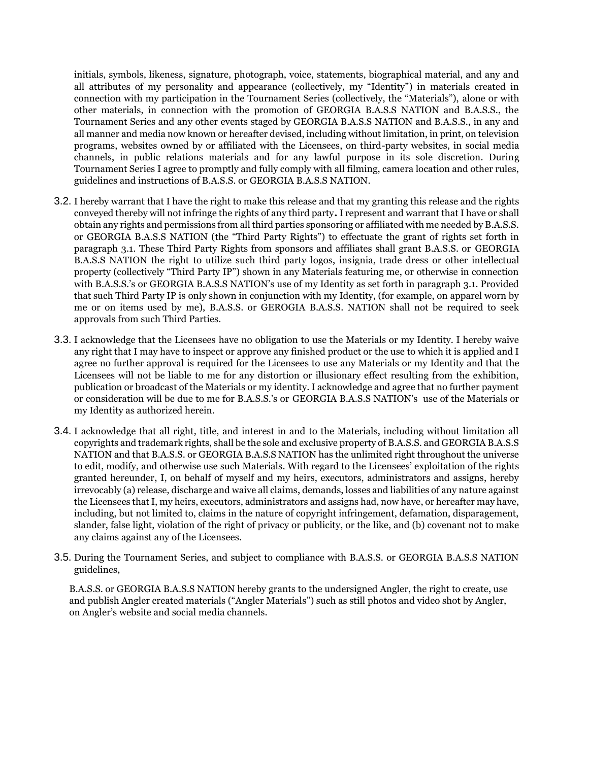initials, symbols, likeness, signature, photograph, voice, statements, biographical material, and any and all attributes of my personality and appearance (collectively, my "Identity") in materials created in connection with my participation in the Tournament Series (collectively, the "Materials"), alone or with other materials, in connection with the promotion of GEORGIA B.A.S.S NATION and B.A.S.S., the Tournament Series and any other events staged by GEORGIA B.A.S.S NATION and B.A.S.S., in any and all manner and media now known or hereafter devised, including without limitation, in print, on television programs, websites owned by or affiliated with the Licensees, on third-party websites, in social media channels, in public relations materials and for any lawful purpose in its sole discretion. During Tournament Series I agree to promptly and fully comply with all filming, camera location and other rules, guidelines and instructions of B.A.S.S. or GEORGIA B.A.S.S NATION.

3.2. I hereby warrant that I have the right to make this release and that my granting this release and the rights conveyed thereby will not infringe the rights of any third party**.** I represent and warrant that I have or shall obtain any rights and permissions from all third parties sponsoring or affiliated with me needed by B.A.S.S. or GEORGIA B.A.S.S NATION (the "Third Party Rights") to effectuate the grant of rights set forth in paragraph 3.1. These Third Party Rights from sponsors and affiliates shall grant B.A.S.S. or GEORGIA B.A.S.S NATION the right to utilize such third party logos, insignia, trade dress or other intellectual property (collectively "Third Party IP") shown in any Materials featuring me, or otherwise in connection with B.A.S.S.'s or GEORGIA B.A.S.S NATION's use of my Identity as set forth in paragraph 3.1. Provided that such Third Party IP is only shown in conjunction with my Identity, (for example, on apparel worn by me or on items used by me), B.A.S.S. or GEROGIA B.A.S.S. NATION shall not be required to seek approvals from such Third Parties.

3.3. I acknowledge that the Licensees have no obligation to use the Materials or my Identity. I hereby waive any right that I may have to inspect or approve any finished product or the use to which it is applied and I agree no further approval is required for the Licensees to use any Materials or my Identity and that the Licensees will not be liable to me for any distortion or illusionary effect resulting from the exhibition, publication or broadcast of the Materials or my identity. I acknowledge and agree that no further payment or consideration will be due to me for B.A.S.S.'s or GEORGIA B.A.S.S NATION's use of the Materials or my Identity as authorized herein.

3.4. I acknowledge that all right, title, and interest in and to the Materials, including without limitation all copyrights and trademark rights, shall be the sole and exclusive property of B.A.S.S. and GEORGIA B.A.S.S NATION and that B.A.S.S. or GEORGIA B.A.S.S NATION has the unlimited right throughout the universe to edit, modify, and otherwise use such Materials. With regard to the Licensees' exploitation of the rights granted hereunder, I, on behalf of myself and my heirs, executors, administrators and assigns, hereby irrevocably (a) release, discharge and waive all claims, demands, losses and liabilities of any nature against the Licensees that I, my heirs, executors, administrators and assigns had, now have, or hereafter may have, including, but not limited to, claims in the nature of copyright infringement, defamation, disparagement, slander, false light, violation of the right of privacy or publicity, or the like, and (b) covenant not to make any claims against any of the Licensees.

3.5. During the Tournament Series, and subject to compliance with B.A.S.S. or GEORGIA B.A.S.S NATION guidelines,

B.A.S.S. or GEORGIA B.A.S.S NATION hereby grants to the undersigned Angler, the right to create, use and publish Angler created materials ("Angler Materials") such as still photos and video shot by Angler, on Angler's website and social media channels.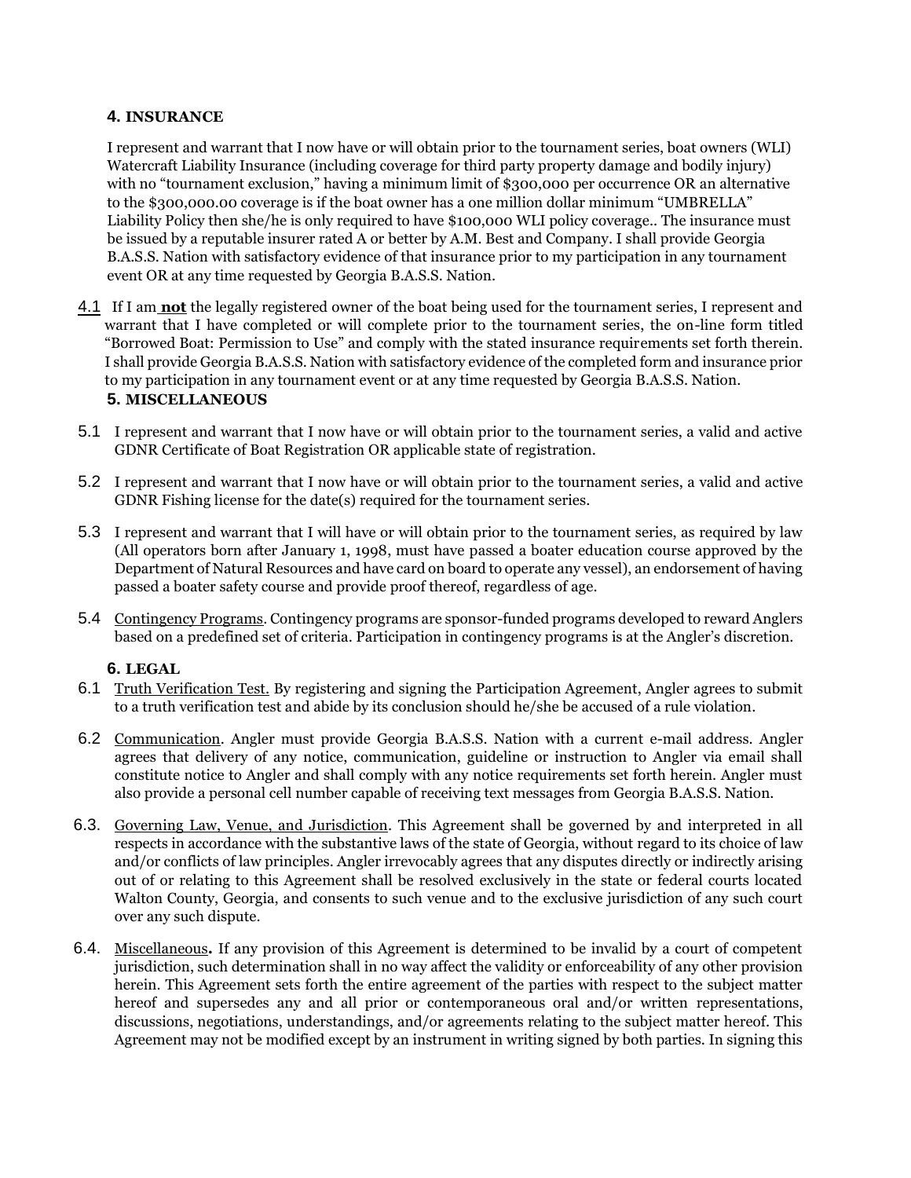## 4. INSURANCE

I represent and warrant that I now have or will obtain prior to the tournament series, boat owners (WLI) Watercraft Liability Insurance (including coverage for third party property damage and bodily injury) with no "tournament exclusion," having a minimum limit of $300,000 per occurrence OR an alternative to the $300,000.00 coverage is if the boat owner has a one million dollar minimum "UMBRELLA" Liability Policy then she/he is only required to have $100,000 WLI policy coverage.. The insurance must be issued by a reputable insurer rated A or better by A.M. Best and Company. I shall provide Georgia B.A.S.S. Nation with satisfactory evidence of that insurance prior to my participation in any tournament event OR at any time requested by Georgia B.A.S.S. Nation.

4.1 If I am **not** the legally registered owner of the boat being used for the tournament series, I represent and warrant that I have completed or will complete prior to the tournament series, the on-line form titled "Borrowed Boat: Permission to Use" and comply with the stated insurance requirements set forth therein. I shall provide Georgia B.A.S.S. Nation with satisfactory evidence of the completed form and insurance prior to my participation in any tournament event or at any time requested by Georgia B.A.S.S. Nation.

## 5. MISCELLANEOUS

5.1 I represent and warrant that I now have or will obtain prior to the tournament series, a valid and active GDNR Certificate of Boat Registration OR applicable state of registration.

5.2 I represent and warrant that I now have or will obtain prior to the tournament series, a valid and active GDNR Fishing license for the date(s) required for the tournament series.

5.3 I represent and warrant that I will have or will obtain prior to the tournament series, as required by law (All operators born after January 1, 1998, must have passed a boater education course approved by the Department of Natural Resources and have card on board to operate any vessel), an endorsement of having passed a boater safety course and provide proof thereof, regardless of age.

5.4 Contingency Programs. Contingency programs are sponsor-funded programs developed to reward Anglers based on a predefined set of criteria. Participation in contingency programs is at the Angler's discretion.

## 6. LEGAL

6.1 Truth Verification Test. By registering and signing the Participation Agreement, Angler agrees to submit to a truth verification test and abide by its conclusion should he/she be accused of a rule violation.

6.2 Communication. Angler must provide Georgia B.A.S.S. Nation with a current e-mail address. Angler agrees that delivery of any notice, communication, guideline or instruction to Angler via email shall constitute notice to Angler and shall comply with any notice requirements set forth herein. Angler must also provide a personal cell number capable of receiving text messages from Georgia B.A.S.S. Nation.

6.3. Governing Law, Venue, and Jurisdiction. This Agreement shall be governed by and interpreted in all respects in accordance with the substantive laws of the state of Georgia, without regard to its choice of law and/or conflicts of law principles. Angler irrevocably agrees that any disputes directly or indirectly arising out of or relating to this Agreement shall be resolved exclusively in the state or federal courts located Walton County, Georgia, and consents to such venue and to the exclusive jurisdiction of any such court over any such dispute.

6.4. Miscellaneous**.** If any provision of this Agreement is determined to be invalid by a court of competent jurisdiction, such determination shall in no way affect the validity or enforceability of any other provision herein. This Agreement sets forth the entire agreement of the parties with respect to the subject matter hereof and supersedes any and all prior or contemporaneous oral and/or written representations, discussions, negotiations, understandings, and/or agreements relating to the subject matter hereof. This Agreement may not be modified except by an instrument in writing signed by both parties. In signing this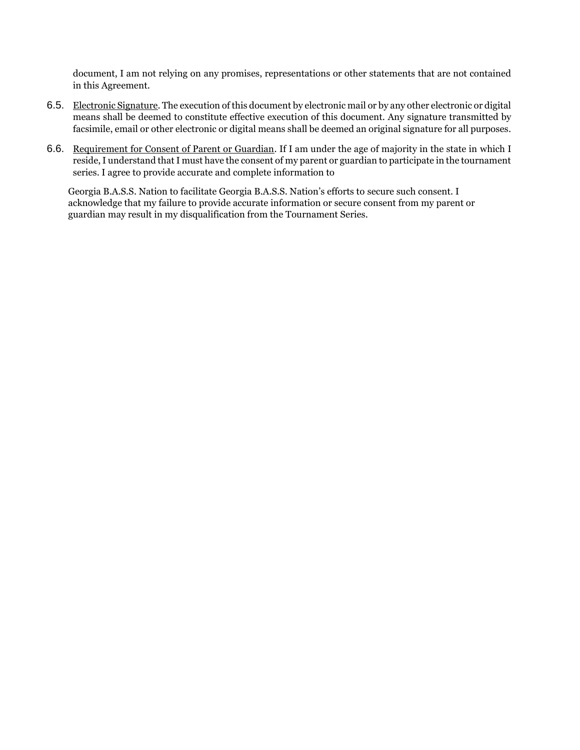document, I am not relying on any promises, representations or other statements that are not contained in this Agreement.

6.5. Electronic Signature. The execution of this document by electronic mail or by any other electronic or digital means shall be deemed to constitute effective execution of this document. Any signature transmitted by facsimile, email or other electronic or digital means shall be deemed an original signature for all purposes.

6.6. Requirement for Consent of Parent or Guardian. If I am under the age of majority in the state in which I reside, I understand that I must have the consent of my parent or guardian to participate in the tournament series. I agree to provide accurate and complete information to

Georgia B.A.S.S. Nation to facilitate Georgia B.A.S.S. Nation's efforts to secure such consent. I acknowledge that my failure to provide accurate information or secure consent from my parent or guardian may result in my disqualification from the Tournament Series.